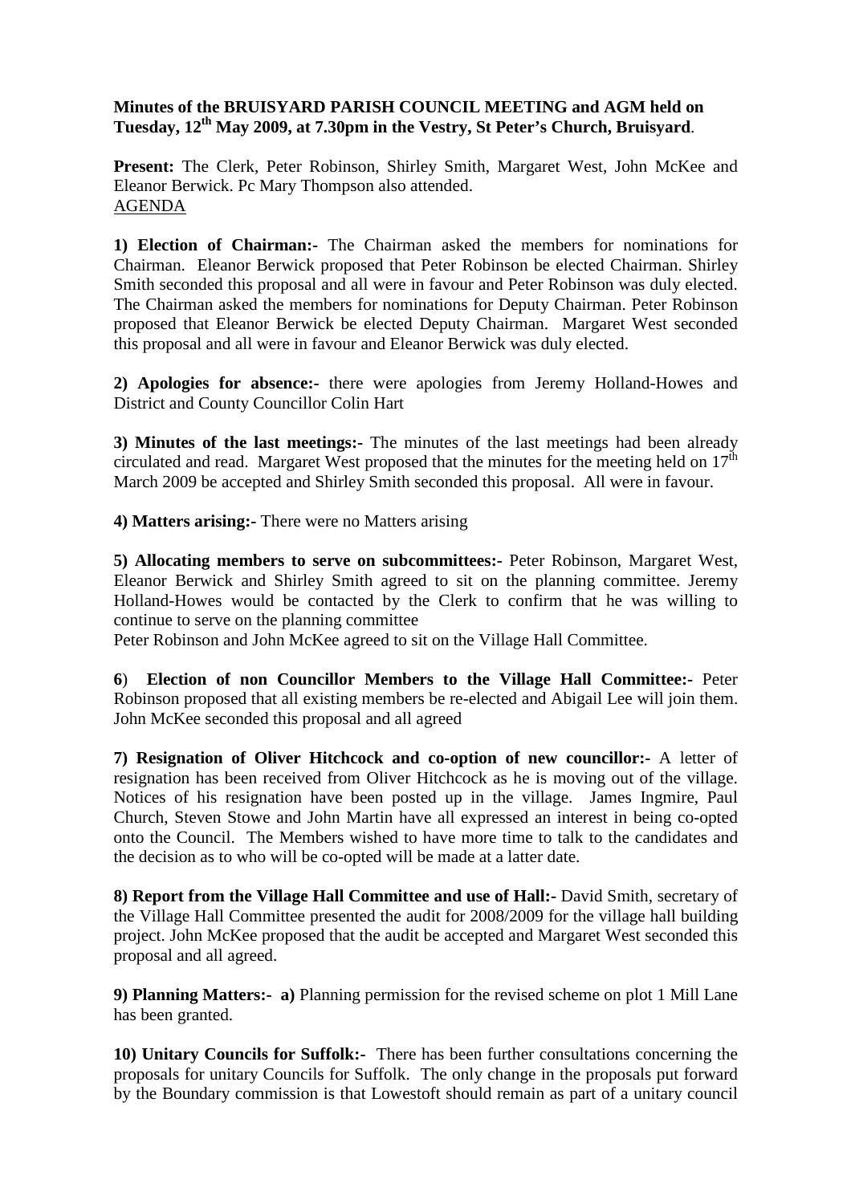**Minutes of the BRUISYARD PARISH COUNCIL MEETING and AGM held on Tuesday, 12th May 2009, at 7.30pm in the Vestry, St Peter's Church, Bruisyard**.

**Present:** The Clerk, Peter Robinson, Shirley Smith, Margaret West, John McKee and Eleanor Berwick. Pc Mary Thompson also attended.

AGENDA

**1) Election of Chairman:-** The Chairman asked the members for nominations for Chairman. Eleanor Berwick proposed that Peter Robinson be elected Chairman. Shirley Smith seconded this proposal and all were in favour and Peter Robinson was duly elected. The Chairman asked the members for nominations for Deputy Chairman. Peter Robinson proposed that Eleanor Berwick be elected Deputy Chairman. Margaret West seconded this proposal and all were in favour and Eleanor Berwick was duly elected.

**2) Apologies for absence:-** there were apologies from Jeremy Holland-Howes and District and County Councillor Colin Hart

**3) Minutes of the last meetings:-** The minutes of the last meetings had been already circulated and read. Margaret West proposed that the minutes for the meeting held on 17th March 2009 be accepted and Shirley Smith seconded this proposal. All were in favour.

**4) Matters arising:-** There were no Matters arising

**5) Allocating members to serve on subcommittees:-** Peter Robinson, Margaret West, Eleanor Berwick and Shirley Smith agreed to sit on the planning committee. Jeremy Holland-Howes would be contacted by the Clerk to confirm that he was willing to continue to serve on the planning committee

Peter Robinson and John McKee agreed to sit on the Village Hall Committee.

**6**) **Election of non Councillor Members to the Village Hall Committee:-** Peter Robinson proposed that all existing members be re-elected and Abigail Lee will join them. John McKee seconded this proposal and all agreed

**7) Resignation of Oliver Hitchcock and co-option of new councillor:-** A letter of resignation has been received from Oliver Hitchcock as he is moving out of the village. Notices of his resignation have been posted up in the village. James Ingmire, Paul Church, Steven Stowe and John Martin have all expressed an interest in being co-opted onto the Council. The Members wished to have more time to talk to the candidates and the decision as to who will be co-opted will be made at a latter date.

**8) Report from the Village Hall Committee and use of Hall:-** David Smith, secretary of the Village Hall Committee presented the audit for 2008/2009 for the village hall building project. John McKee proposed that the audit be accepted and Margaret West seconded this proposal and all agreed.

**9) Planning Matters:- a)** Planning permission for the revised scheme on plot 1 Mill Lane has been granted.

**10) Unitary Councils for Suffolk:-** There has been further consultations concerning the proposals for unitary Councils for Suffolk. The only change in the proposals put forward by the Boundary commission is that Lowestoft should remain as part of a unitary council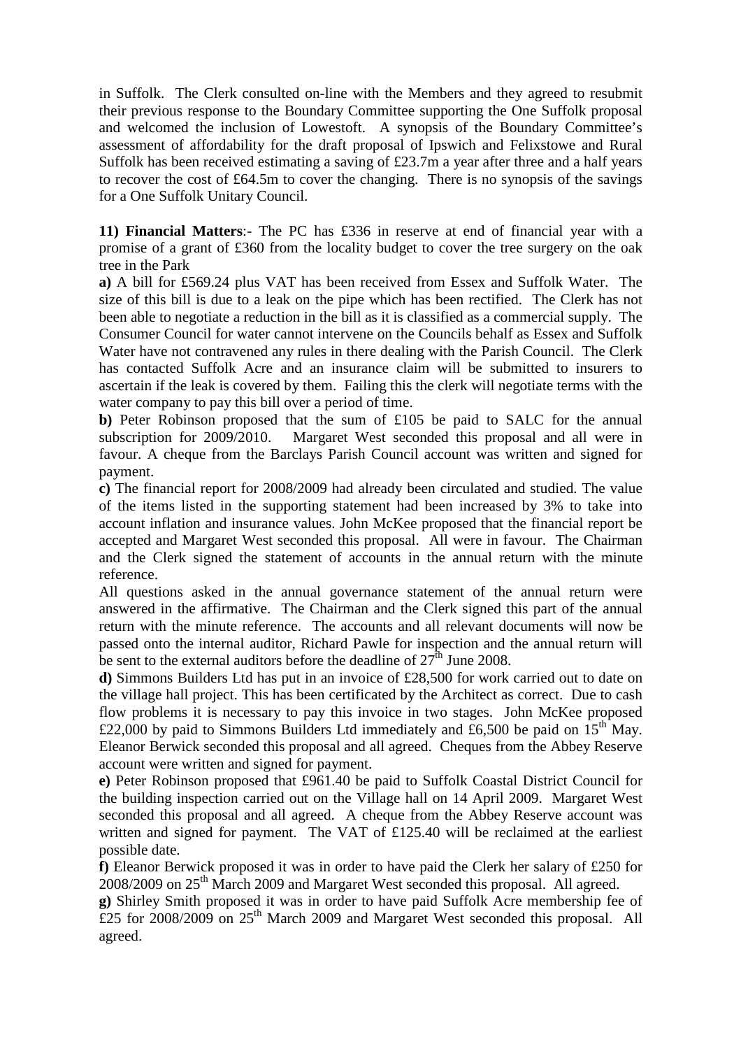in Suffolk. The Clerk consulted on-line with the Members and they agreed to resubmit their previous response to the Boundary Committee supporting the One Suffolk proposal and welcomed the inclusion of Lowestoft. A synopsis of the Boundary Committee's assessment of affordability for the draft proposal of Ipswich and Felixstowe and Rural Suffolk has been received estimating a saving of £23.7m a year after three and a half years to recover the cost of £64.5m to cover the changing. There is no synopsis of the savings for a One Suffolk Unitary Council.

**11) Financial Matters**:- The PC has £336 in reserve at end of financial year with a promise of a grant of £360 from the locality budget to cover the tree surgery on the oak tree in the Park

**a)** A bill for £569.24 plus VAT has been received from Essex and Suffolk Water. The size of this bill is due to a leak on the pipe which has been rectified. The Clerk has not been able to negotiate a reduction in the bill as it is classified as a commercial supply. The Consumer Council for water cannot intervene on the Councils behalf as Essex and Suffolk Water have not contravened any rules in there dealing with the Parish Council. The Clerk has contacted Suffolk Acre and an insurance claim will be submitted to insurers to ascertain if the leak is covered by them. Failing this the clerk will negotiate terms with the water company to pay this bill over a period of time.

**b)** Peter Robinson proposed that the sum of £105 be paid to SALC for the annual subscription for 2009/2010. Margaret West seconded this proposal and all were in favour. A cheque from the Barclays Parish Council account was written and signed for payment.

**c)** The financial report for 2008/2009 had already been circulated and studied. The value of the items listed in the supporting statement had been increased by 3% to take into account inflation and insurance values. John McKee proposed that the financial report be accepted and Margaret West seconded this proposal. All were in favour. The Chairman and the Clerk signed the statement of accounts in the annual return with the minute reference.

All questions asked in the annual governance statement of the annual return were answered in the affirmative. The Chairman and the Clerk signed this part of the annual return with the minute reference. The accounts and all relevant documents will now be passed onto the internal auditor, Richard Pawle for inspection and the annual return will be sent to the external auditors before the deadline of 27th June 2008.

**d)** Simmons Builders Ltd has put in an invoice of £28,500 for work carried out to date on the village hall project. This has been certificated by the Architect as correct. Due to cash flow problems it is necessary to pay this invoice in two stages. John McKee proposed £22,000 by paid to Simmons Builders Ltd immediately and £6,500 be paid on 15th May. Eleanor Berwick seconded this proposal and all agreed. Cheques from the Abbey Reserve account were written and signed for payment.

**e)** Peter Robinson proposed that £961.40 be paid to Suffolk Coastal District Council for the building inspection carried out on the Village hall on 14 April 2009. Margaret West seconded this proposal and all agreed. A cheque from the Abbey Reserve account was written and signed for payment. The VAT of £125.40 will be reclaimed at the earliest possible date.

**f)** Eleanor Berwick proposed it was in order to have paid the Clerk her salary of £250 for 2008/2009 on 25th March 2009 and Margaret West seconded this proposal. All agreed.

**g)** Shirley Smith proposed it was in order to have paid Suffolk Acre membership fee of £25 for 2008/2009 on 25th March 2009 and Margaret West seconded this proposal. All agreed.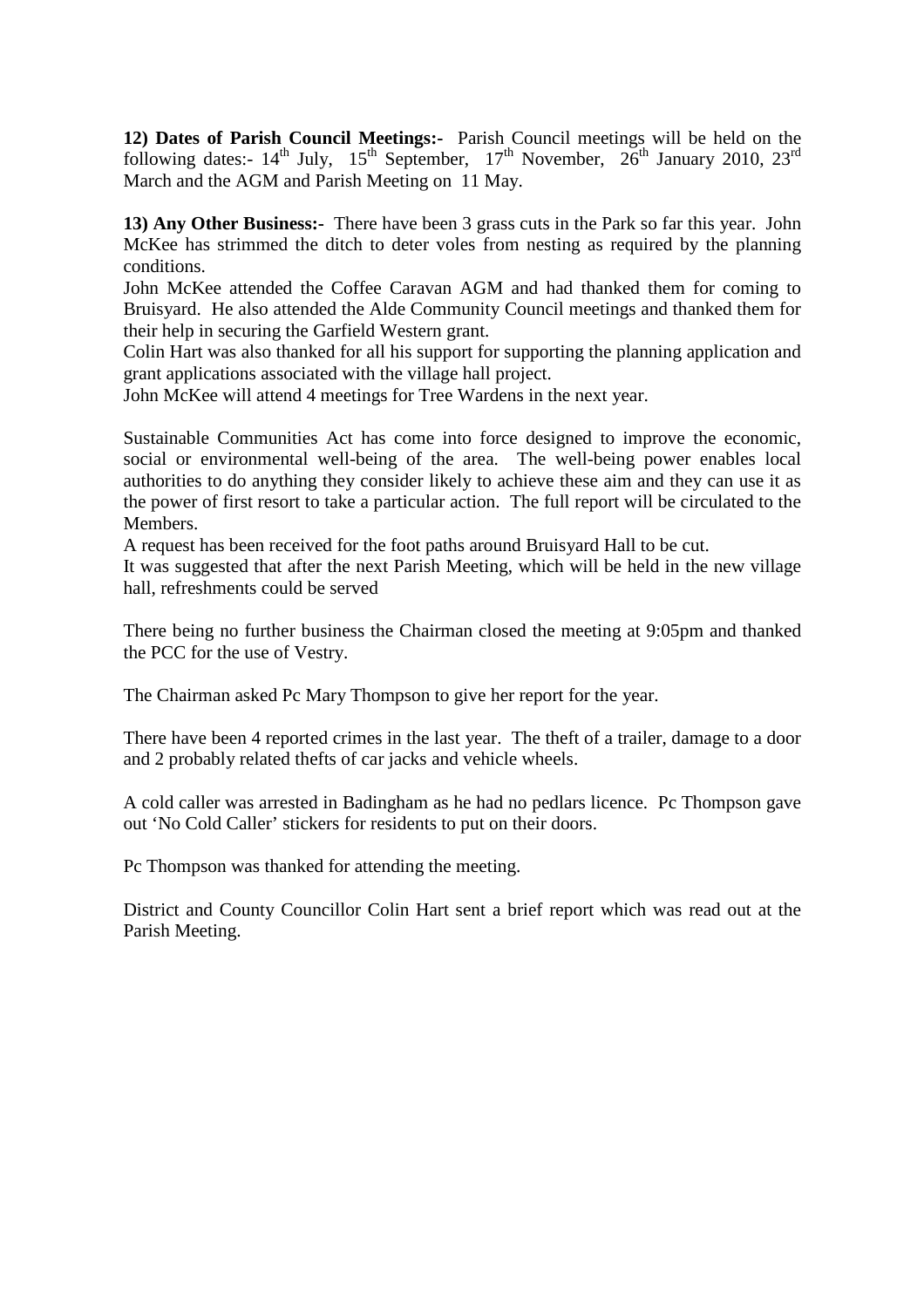**12) Dates of Parish Council Meetings:-** Parish Council meetings will be held on the following dates:- 14th July, 15th September, 17th November, 26th January 2010, 23rd March and the AGM and Parish Meeting on 11 May.

**13) Any Other Business:-** There have been 3 grass cuts in the Park so far this year. John McKee has strimmed the ditch to deter voles from nesting as required by the planning conditions.
John McKee attended the Coffee Caravan AGM and had thanked them for coming to Bruisyard. He also attended the Alde Community Council meetings and thanked them for their help in securing the Garfield Western grant.
Colin Hart was also thanked for all his support for supporting the planning application and grant applications associated with the village hall project.
John McKee will attend 4 meetings for Tree Wardens in the next year.

Sustainable Communities Act has come into force designed to improve the economic, social or environmental well-being of the area. The well-being power enables local authorities to do anything they consider likely to achieve these aim and they can use it as the power of first resort to take a particular action. The full report will be circulated to the Members.
A request has been received for the foot paths around Bruisyard Hall to be cut.
It was suggested that after the next Parish Meeting, which will be held in the new village hall, refreshments could be served

There being no further business the Chairman closed the meeting at 9:05pm and thanked the PCC for the use of Vestry.

The Chairman asked Pc Mary Thompson to give her report for the year.

There have been 4 reported crimes in the last year. The theft of a trailer, damage to a door and 2 probably related thefts of car jacks and vehicle wheels.

A cold caller was arrested in Badingham as he had no pedlars licence. Pc Thompson gave out 'No Cold Caller' stickers for residents to put on their doors.

Pc Thompson was thanked for attending the meeting.

District and County Councillor Colin Hart sent a brief report which was read out at the Parish Meeting.